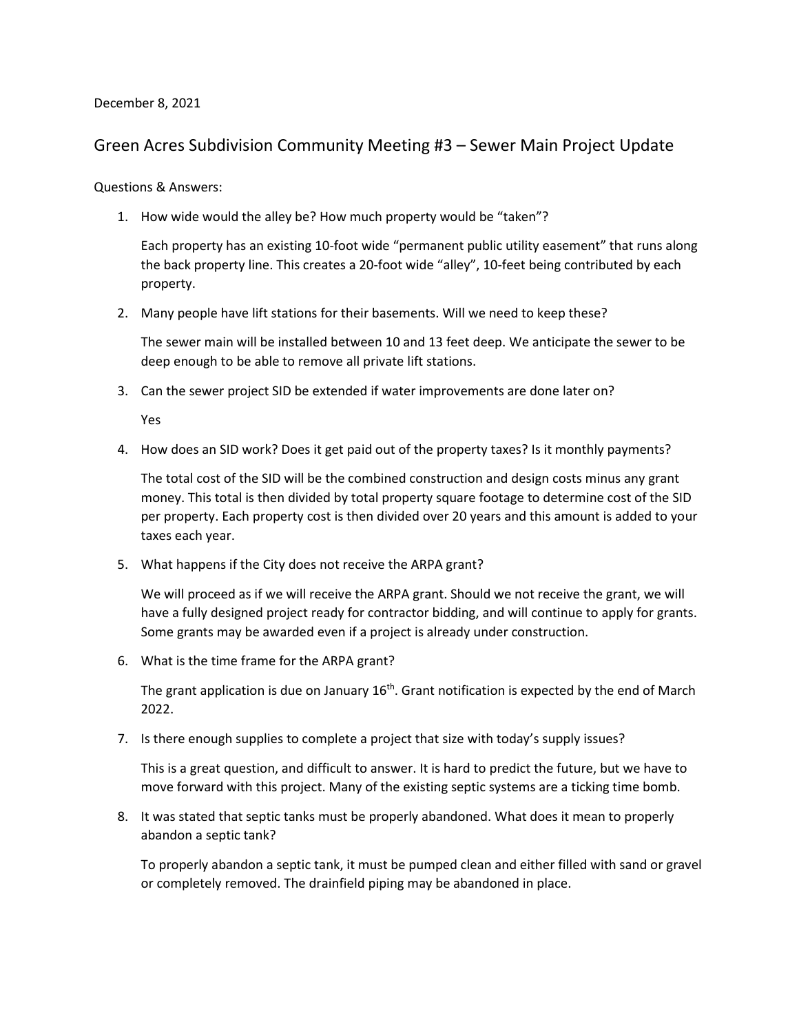December 8, 2021

# Green Acres Subdivision Community Meeting #3 – Sewer Main Project Update

Questions & Answers:

1. How wide would the alley be? How much property would be "taken"?

   Each property has an existing 10-foot wide "permanent public utility easement" that runs along the back property line. This creates a 20-foot wide "alley", 10-feet being contributed by each property.

2. Many people have lift stations for their basements. Will we need to keep these?

   The sewer main will be installed between 10 and 13 feet deep. We anticipate the sewer to be deep enough to be able to remove all private lift stations.

3. Can the sewer project SID be extended if water improvements are done later on?

   Yes

4. How does an SID work? Does it get paid out of the property taxes? Is it monthly payments?

   The total cost of the SID will be the combined construction and design costs minus any grant money. This total is then divided by total property square footage to determine cost of the SID per property. Each property cost is then divided over 20 years and this amount is added to your taxes each year.

5. What happens if the City does not receive the ARPA grant?

   We will proceed as if we will receive the ARPA grant. Should we not receive the grant, we will have a fully designed project ready for contractor bidding, and will continue to apply for grants. Some grants may be awarded even if a project is already under construction.

6. What is the time frame for the ARPA grant?

   The grant application is due on January 16th. Grant notification is expected by the end of March 2022.

7. Is there enough supplies to complete a project that size with today's supply issues?

   This is a great question, and difficult to answer. It is hard to predict the future, but we have to move forward with this project. Many of the existing septic systems are a ticking time bomb.

8. It was stated that septic tanks must be properly abandoned. What does it mean to properly abandon a septic tank?

   To properly abandon a septic tank, it must be pumped clean and either filled with sand or gravel or completely removed. The drainfield piping may be abandoned in place.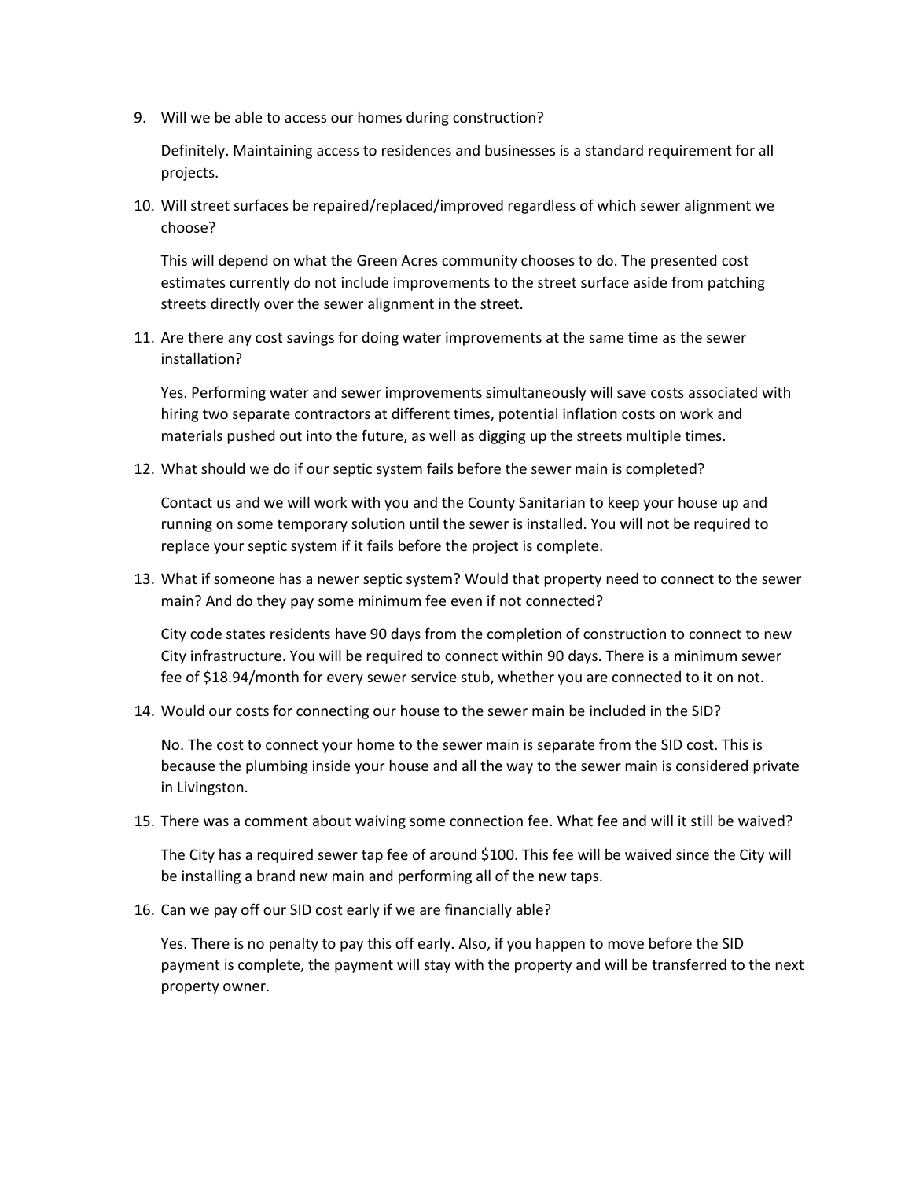9. Will we be able to access our homes during construction?

   Definitely. Maintaining access to residences and businesses is a standard requirement for all projects.

10. Will street surfaces be repaired/replaced/improved regardless of which sewer alignment we choose?

    This will depend on what the Green Acres community chooses to do. The presented cost estimates currently do not include improvements to the street surface aside from patching streets directly over the sewer alignment in the street.

11. Are there any cost savings for doing water improvements at the same time as the sewer installation?

    Yes. Performing water and sewer improvements simultaneously will save costs associated with hiring two separate contractors at different times, potential inflation costs on work and materials pushed out into the future, as well as digging up the streets multiple times.

12. What should we do if our septic system fails before the sewer main is completed?

    Contact us and we will work with you and the County Sanitarian to keep your house up and running on some temporary solution until the sewer is installed. You will not be required to replace your septic system if it fails before the project is complete.

13. What if someone has a newer septic system? Would that property need to connect to the sewer main? And do they pay some minimum fee even if not connected?

    City code states residents have 90 days from the completion of construction to connect to new City infrastructure. You will be required to connect within 90 days. There is a minimum sewer fee of $18.94/month for every sewer service stub, whether you are connected to it on not.

14. Would our costs for connecting our house to the sewer main be included in the SID?

    No. The cost to connect your home to the sewer main is separate from the SID cost. This is because the plumbing inside your house and all the way to the sewer main is considered private in Livingston.

15. There was a comment about waiving some connection fee. What fee and will it still be waived?

    The City has a required sewer tap fee of around $100. This fee will be waived since the City will be installing a brand new main and performing all of the new taps.

16. Can we pay off our SID cost early if we are financially able?

    Yes. There is no penalty to pay this off early. Also, if you happen to move before the SID payment is complete, the payment will stay with the property and will be transferred to the next property owner.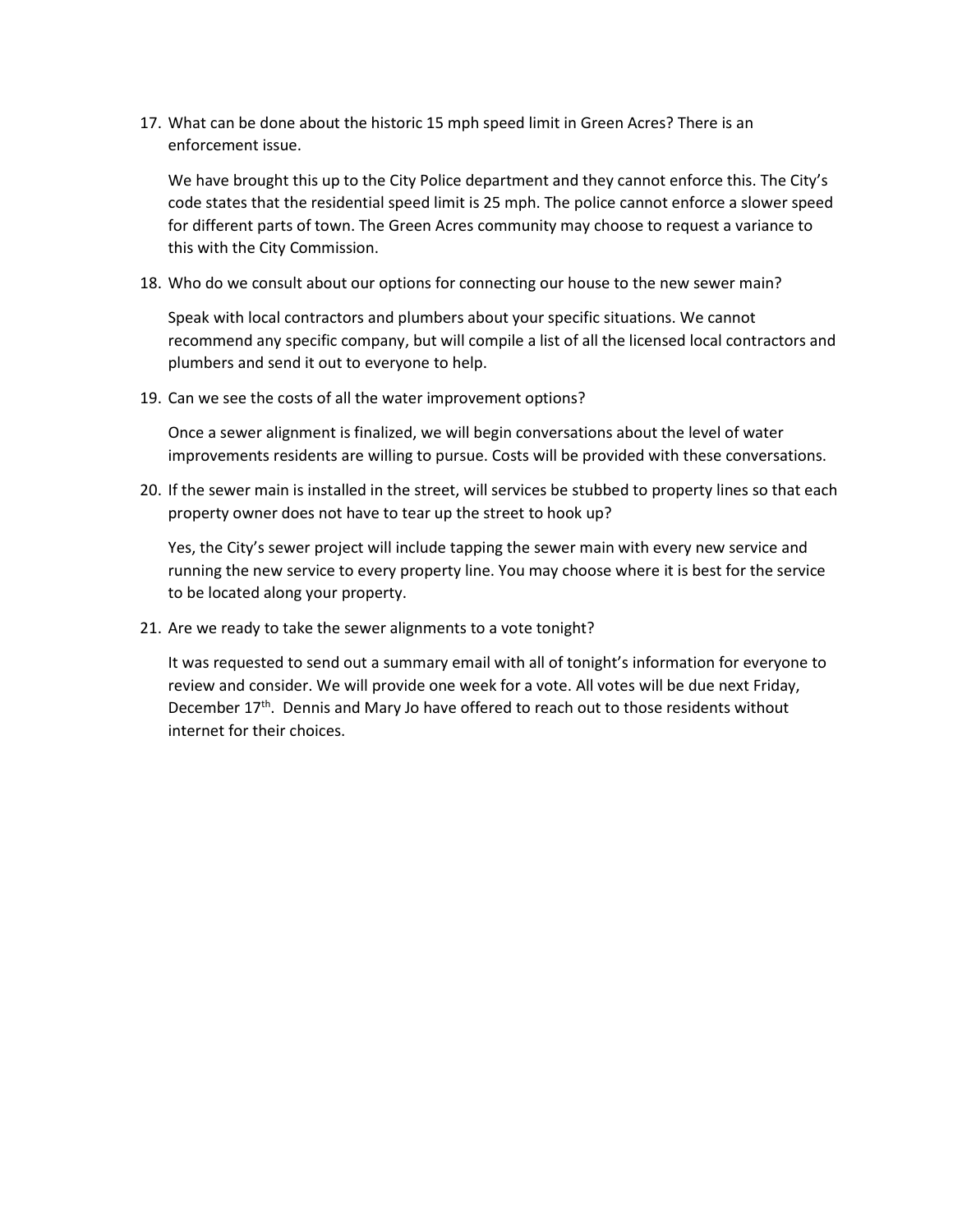17. What can be done about the historic 15 mph speed limit in Green Acres? There is an enforcement issue.

    We have brought this up to the City Police department and they cannot enforce this. The City's code states that the residential speed limit is 25 mph. The police cannot enforce a slower speed for different parts of town. The Green Acres community may choose to request a variance to this with the City Commission.

18. Who do we consult about our options for connecting our house to the new sewer main?

    Speak with local contractors and plumbers about your specific situations. We cannot recommend any specific company, but will compile a list of all the licensed local contractors and plumbers and send it out to everyone to help.

19. Can we see the costs of all the water improvement options?

    Once a sewer alignment is finalized, we will begin conversations about the level of water improvements residents are willing to pursue. Costs will be provided with these conversations.

20. If the sewer main is installed in the street, will services be stubbed to property lines so that each property owner does not have to tear up the street to hook up?

    Yes, the City's sewer project will include tapping the sewer main with every new service and running the new service to every property line. You may choose where it is best for the service to be located along your property.

21. Are we ready to take the sewer alignments to a vote tonight?

    It was requested to send out a summary email with all of tonight's information for everyone to review and consider. We will provide one week for a vote. All votes will be due next Friday, December 17th. Dennis and Mary Jo have offered to reach out to those residents without internet for their choices.